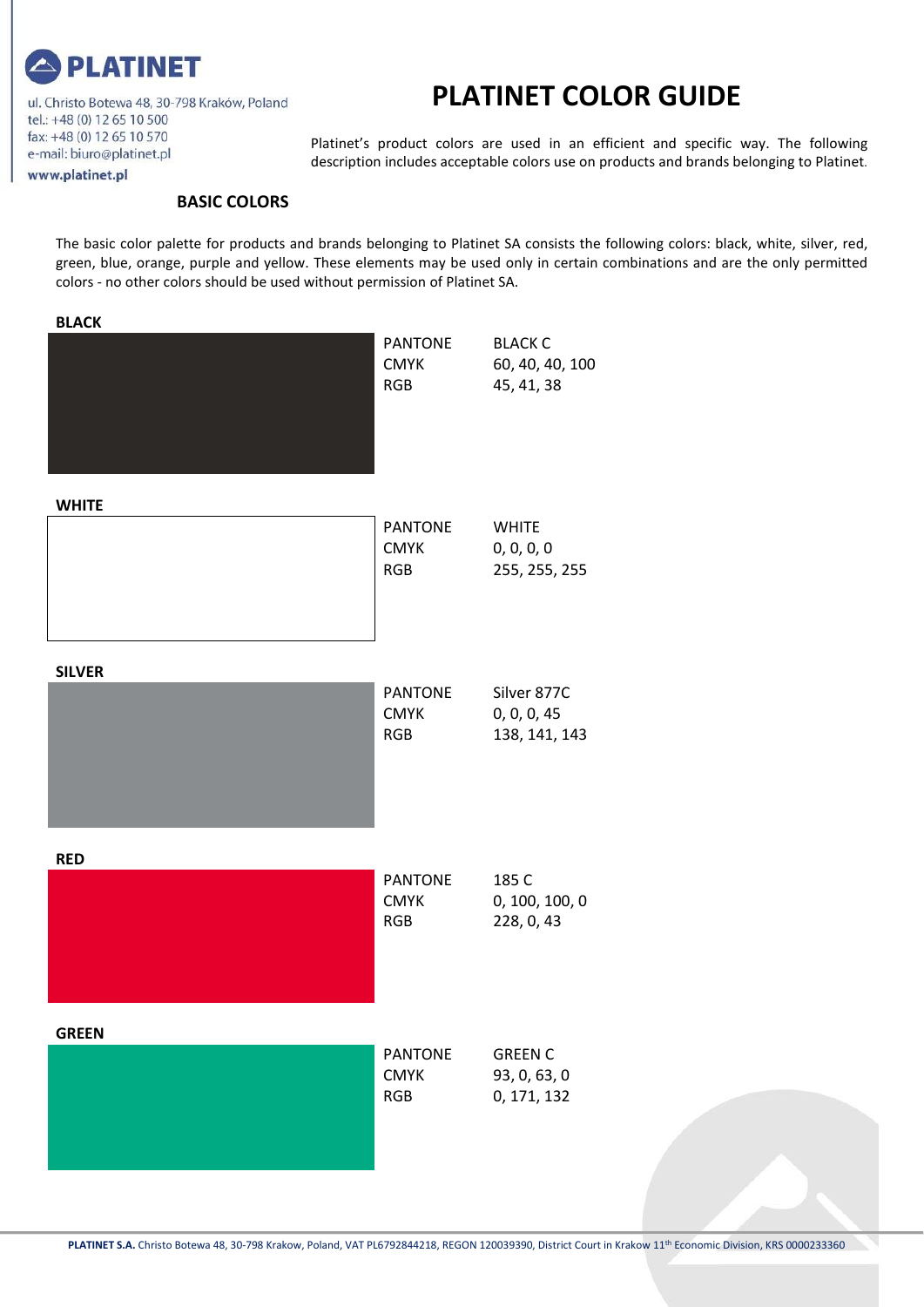**PLATINET**

ul. Christo Botewa 48, 30-798 Kraków, Poland
tel.: +48 (0) 12 65 10 500
fax: +48 (0) 12 65 10 570
e-mail: biuro@platinet.pl
www.platinet.pl

# PLATINET COLOR GUIDE

Platinet's product colors are used in an efficient and specific way. The following description includes acceptable colors use on products and brands belonging to Platinet.

## BASIC COLORS

The basic color palette for products and brands belonging to Platinet SA consists the following colors: black, white, silver, red, green, blue, orange, purple and yellow. These elements may be used only in certain combinations and are the only permitted colors - no other colors should be used without permission of Platinet SA.

### BLACK

| | |
|---|---|
| PANTONE | BLACK C |
| CMYK | 60, 40, 40, 100 |
| RGB | 45, 41, 38 |

### WHITE

| | |
|---|---|
| PANTONE | WHITE |
| CMYK | 0, 0, 0, 0 |
| RGB | 255, 255, 255 |

### SILVER

| | |
|---|---|
| PANTONE | Silver 877C |
| CMYK | 0, 0, 0, 45 |
| RGB | 138, 141, 143 |

### RED

| | |
|---|---|
| PANTONE | 185 C |
| CMYK | 0, 100, 100, 0 |
| RGB | 228, 0, 43 |

### GREEN

| | |
|---|---|
| PANTONE | GREEN C |
| CMYK | 93, 0, 63, 0 |
| RGB | 0, 171, 132 |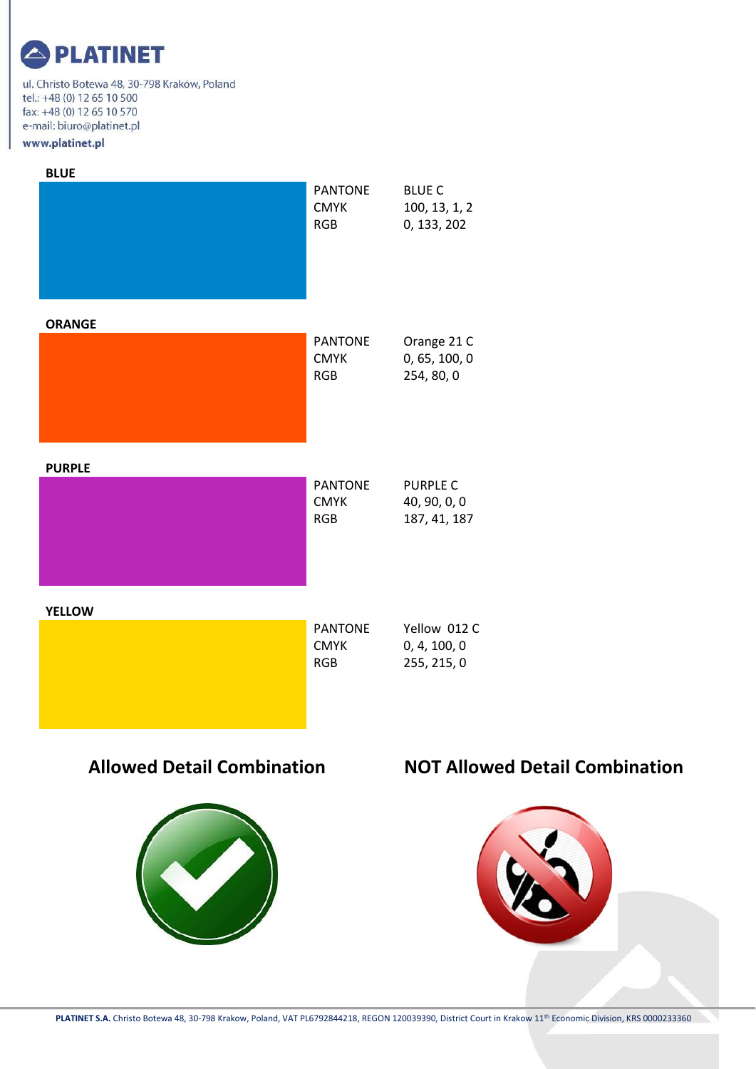**PLATINET**

ul. Christo Botewa 48, 30-798 Kraków, Poland
tel.: +48 (0) 12 65 10 500
fax: +48 (0) 12 65 10 570
e-mail: biuro@platinet.pl
**www.platinet.pl**

**BLUE**

| | |
|---|---|
| PANTONE | BLUE C |
| CMYK | 100, 13, 1, 2 |
| RGB | 0, 133, 202 |

**ORANGE**

| | |
|---|---|
| PANTONE | Orange 21 C |
| CMYK | 0, 65, 100, 0 |
| RGB | 254, 80, 0 |

**PURPLE**

| | |
|---|---|
| PANTONE | PURPLE C |
| CMYK | 40, 90, 0, 0 |
| RGB | 187, 41, 187 |

**YELLOW**

| | |
|---|---|
| PANTONE | Yellow 012 C |
| CMYK | 0, 4, 100, 0 |
| RGB | 255, 215, 0 |

## Allowed Detail Combination

## NOT Allowed Detail Combination

**PLATINET S.A.** Christo Botewa 48, 30-798 Krakow, Poland, VAT PL6792844218, REGON 120039390, District Court in Krakow 11th Economic Division, KRS 0000233360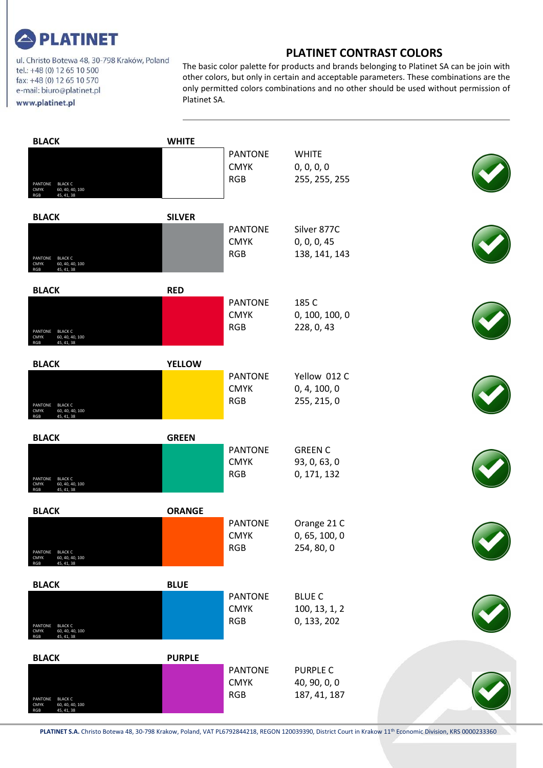PLATINET

ul. Christo Botewa 48, 30-798 Kraków, Poland
tel.: +48 (0) 12 65 10 500
fax: +48 (0) 12 65 10 570
e-mail: biuro@platinet.pl
www.platinet.pl

## PLATINET CONTRAST COLORS

The basic color palette for products and brands belonging to Platinet SA can be join with other colors, but only in certain and acceptable parameters. These combinations are the only permitted colors combinations and no other should be used without permission of Platinet SA.

---

**BLACK** — PANTONE: BLACK C; CMYK: 60, 40, 40, 100; RGB: 45, 41, 38

| Combination | PANTONE | CMYK | RGB | Allowed |
|---|---|---|---|---|
| BLACK / WHITE | WHITE | 0, 0, 0, 0 | 255, 255, 255 | ✔ |
| BLACK / SILVER | Silver 877C | 0, 0, 0, 45 | 138, 141, 143 | ✔ |
| BLACK / RED | 185 C | 0, 100, 100, 0 | 228, 0, 43 | ✔ |
| BLACK / YELLOW | Yellow 012 C | 0, 4, 100, 0 | 255, 215, 0 | ✔ |
| BLACK / GREEN | GREEN C | 93, 0, 63, 0 | 0, 171, 132 | ✔ |
| BLACK / ORANGE | Orange 21 C | 0, 65, 100, 0 | 254, 80, 0 | ✔ |
| BLACK / BLUE | BLUE C | 100, 13, 1, 2 | 0, 133, 202 | ✔ |
| BLACK / PURPLE | PURPLE C | 40, 90, 0, 0 | 187, 41, 187 | ✔ |

**PLATINET S.A.** Christo Botewa 48, 30-798 Krakow, Poland, VAT PL6792844218, REGON 120039390, District Court in Krakow 11th Economic Division, KRS 0000233360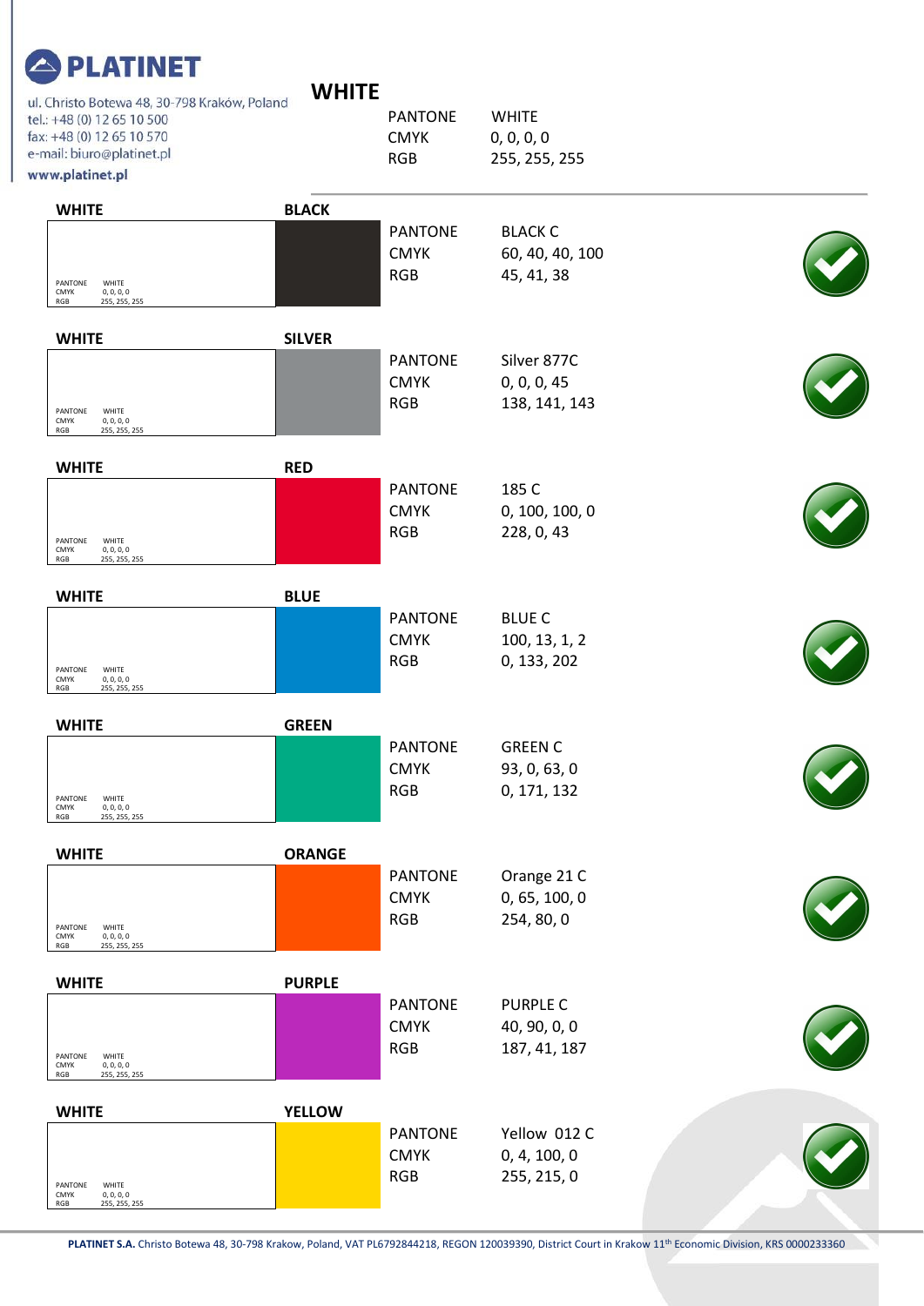**PLATINET**

ul. Christo Botewa 48, 30-798 Kraków, Poland
tel.: +48 (0) 12 65 10 500
fax: +48 (0) 12 65 10 570
e-mail: biuro@platinet.pl
www.platinet.pl

## WHITE

| | |
|---|---|
| PANTONE | WHITE |
| CMYK | 0, 0, 0, 0 |
| RGB | 255, 255, 255 |

### WHITE / BLACK

| | WHITE | BLACK |
|---|---|---|
| PANTONE | WHITE | BLACK C |
| CMYK | 0, 0, 0, 0 | 60, 40, 40, 100 |
| RGB | 255, 255, 255 | 45, 41, 38 |

✔

### WHITE / SILVER

| | WHITE | SILVER |
|---|---|---|
| PANTONE | WHITE | Silver 877C |
| CMYK | 0, 0, 0, 0 | 0, 0, 0, 45 |
| RGB | 255, 255, 255 | 138, 141, 143 |

✔

### WHITE / RED

| | WHITE | RED |
|---|---|---|
| PANTONE | WHITE | 185 C |
| CMYK | 0, 0, 0, 0 | 0, 100, 100, 0 |
| RGB | 255, 255, 255 | 228, 0, 43 |

✔

### WHITE / BLUE

| | WHITE | BLUE |
|---|---|---|
| PANTONE | WHITE | BLUE C |
| CMYK | 0, 0, 0, 0 | 100, 13, 1, 2 |
| RGB | 255, 255, 255 | 0, 133, 202 |

✔

### WHITE / GREEN

| | WHITE | GREEN |
|---|---|---|
| PANTONE | WHITE | GREEN C |
| CMYK | 0, 0, 0, 0 | 93, 0, 63, 0 |
| RGB | 255, 255, 255 | 0, 171, 132 |

✔

### WHITE / ORANGE

| | WHITE | ORANGE |
|---|---|---|
| PANTONE | WHITE | Orange 21 C |
| CMYK | 0, 0, 0, 0 | 0, 65, 100, 0 |
| RGB | 255, 255, 255 | 254, 80, 0 |

✔

### WHITE / PURPLE

| | WHITE | PURPLE |
|---|---|---|
| PANTONE | WHITE | PURPLE C |
| CMYK | 0, 0, 0, 0 | 40, 90, 0, 0 |
| RGB | 255, 255, 255 | 187, 41, 187 |

✔

### WHITE / YELLOW

| | WHITE | YELLOW |
|---|---|---|
| PANTONE | WHITE | Yellow 012 C |
| CMYK | 0, 0, 0, 0 | 0, 4, 100, 0 |
| RGB | 255, 255, 255 | 255, 215, 0 |

✔

**PLATINET S.A.** Christo Botewa 48, 30-798 Krakow, Poland, VAT PL6792844218, REGON 120039390, District Court in Krakow 11th Economic Division, KRS 0000233360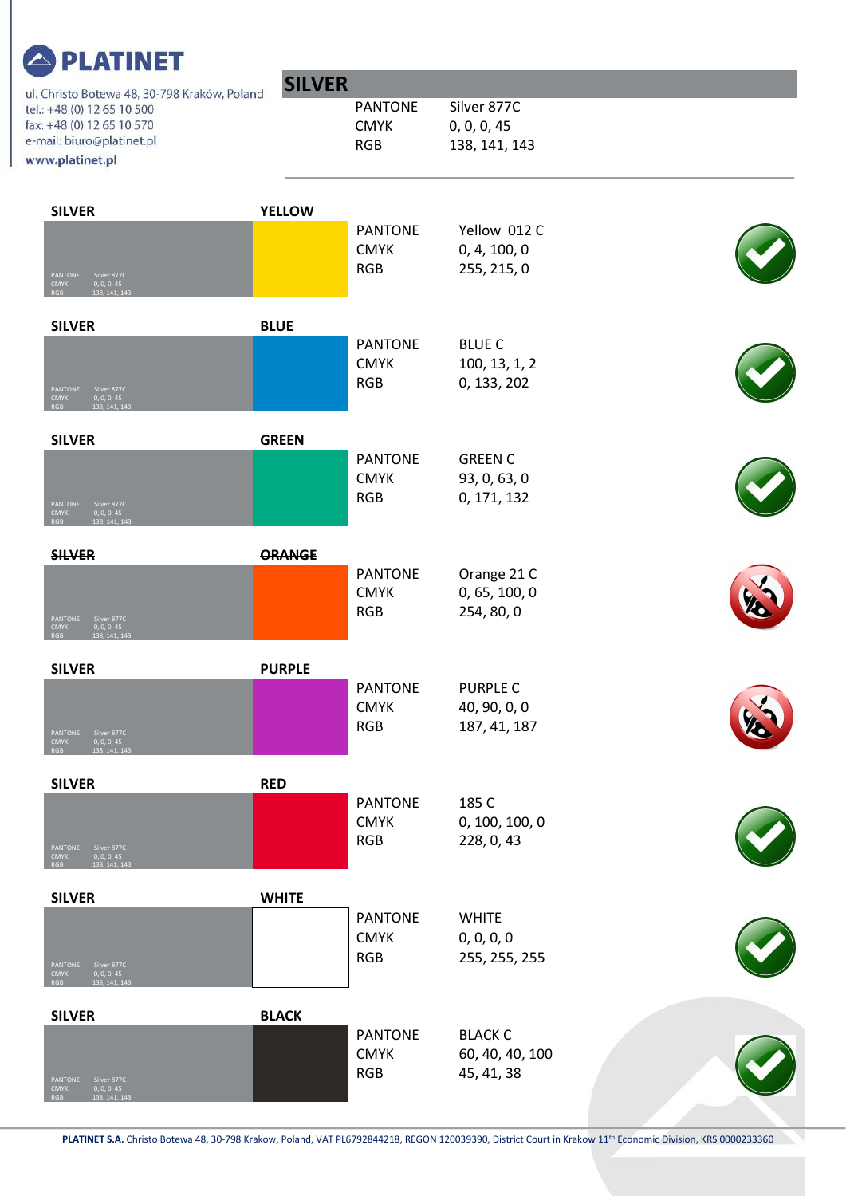**PLATINET**

ul. Christo Botewa 48, 30-798 Kraków, Poland
tel.: +48 (0) 12 65 10 500
fax: +48 (0) 12 65 10 570
e-mail: biuro@platinet.pl
www.platinet.pl

## SILVER

| | |
|---|---|
| PANTONE | Silver 877C |
| CMYK | 0, 0, 0, 45 |
| RGB | 138, 141, 143 |

### SILVER / YELLOW

| | |
|---|---|
| PANTONE | Yellow 012 C |
| CMYK | 0, 4, 100, 0 |
| RGB | 255, 215, 0 |

✓

### SILVER / BLUE

| | |
|---|---|
| PANTONE | BLUE C |
| CMYK | 100, 13, 1, 2 |
| RGB | 0, 133, 202 |

✓

### SILVER / GREEN

| | |
|---|---|
| PANTONE | GREEN C |
| CMYK | 93, 0, 63, 0 |
| RGB | 0, 171, 132 |

✓

### ~~SILVER~~ / ~~ORANGE~~

| | |
|---|---|
| PANTONE | Orange 21 C |
| CMYK | 0, 65, 100, 0 |
| RGB | 254, 80, 0 |

✗

### ~~SILVER~~ / ~~PURPLE~~

| | |
|---|---|
| PANTONE | PURPLE C |
| CMYK | 40, 90, 0, 0 |
| RGB | 187, 41, 187 |

✗

### SILVER / RED

| | |
|---|---|
| PANTONE | 185 C |
| CMYK | 0, 100, 100, 0 |
| RGB | 228, 0, 43 |

✓

### SILVER / WHITE

| | |
|---|---|
| PANTONE | WHITE |
| CMYK | 0, 0, 0, 0 |
| RGB | 255, 255, 255 |

✓

### SILVER / BLACK

| | |
|---|---|
| PANTONE | BLACK C |
| CMYK | 60, 40, 40, 100 |
| RGB | 45, 41, 38 |

✓

**PLATINET S.A.** Christo Botewa 48, 30-798 Krakow, Poland, VAT PL6792844218, REGON 120039390, District Court in Krakow 11th Economic Division, KRS 0000233360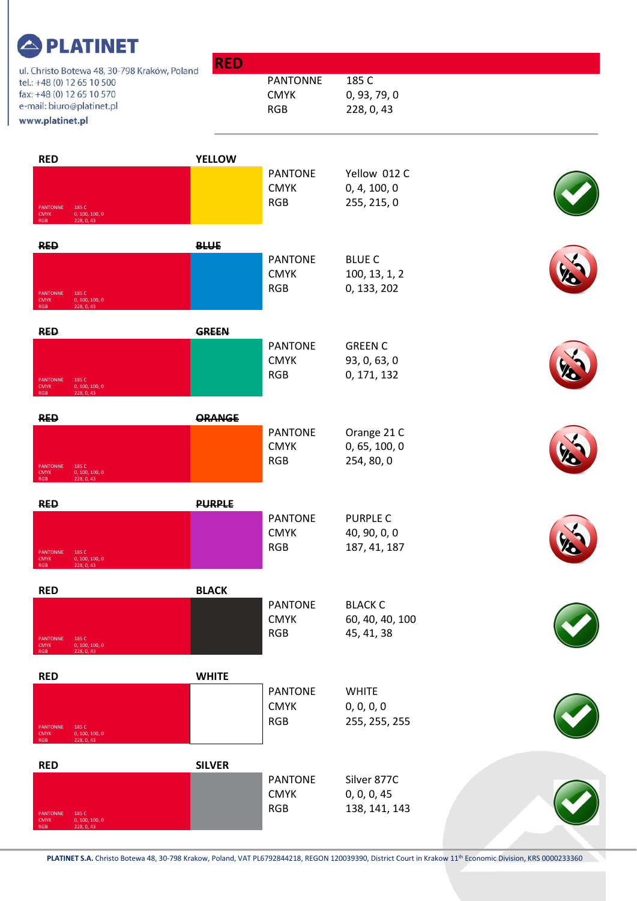**PLATINET**

ul. Christo Botewa 48, 30-798 Kraków, Poland
tel.: +48 (0) 12 65 10 500
fax: +48 (0) 12 65 10 570
e-mail: biuro@platinet.pl
www.platinet.pl

## RED

| | |
|---|---|
| PANTONNE | 185 C |
| CMYK | 0, 93, 79, 0 |
| RGB | 228, 0, 43 |

### RED / YELLOW

RED: PANTONNE 185 C; CMYK 0, 100, 100, 0; RGB 228, 0, 43

| YELLOW | |
|---|---|
| PANTONE | Yellow 012 C |
| CMYK | 0, 4, 100, 0 |
| RGB | 255, 215, 0 |

✔

### ~~RED / BLUE~~

RED: PANTONNE 185 C; CMYK 0, 100, 100, 0; RGB 228, 0, 43

| BLUE | |
|---|---|
| PANTONE | BLUE C |
| CMYK | 100, 13, 1, 2 |
| RGB | 0, 133, 202 |

✘

### ~~RED / GREEN~~

RED: PANTONNE 185 C; CMYK 0, 100, 100, 0; RGB 228, 0, 43

| GREEN | |
|---|---|
| PANTONE | GREEN C |
| CMYK | 93, 0, 63, 0 |
| RGB | 0, 171, 132 |

✘

### ~~RED / ORANGE~~

RED: PANTONNE 185 C; CMYK 0, 100, 100, 0; RGB 228, 0, 43

| ORANGE | |
|---|---|
| PANTONE | Orange 21 C |
| CMYK | 0, 65, 100, 0 |
| RGB | 254, 80, 0 |

✘

### ~~RED / PURPLE~~

RED: PANTONNE 185 C; CMYK 0, 100, 100, 0; RGB 228, 0, 43

| PURPLE | |
|---|---|
| PANTONE | PURPLE C |
| CMYK | 40, 90, 0, 0 |
| RGB | 187, 41, 187 |

✘

### RED / BLACK

RED: PANTONNE 185 C; CMYK 0, 100, 100, 0; RGB 228, 0, 43

| BLACK | |
|---|---|
| PANTONE | BLACK C |
| CMYK | 60, 40, 40, 100 |
| RGB | 45, 41, 38 |

✔

### RED / WHITE

RED: PANTONNE 185 C; CMYK 0, 100, 100, 0; RGB 228, 0, 43

| WHITE | |
|---|---|
| PANTONE | WHITE |
| CMYK | 0, 0, 0, 0 |
| RGB | 255, 255, 255 |

✔

### RED / SILVER

RED: PANTONNE 185 C; CMYK 0, 100, 100, 0; RGB 228, 0, 43

| SILVER | |
|---|---|
| PANTONE | Silver 877C |
| CMYK | 0, 0, 0, 45 |
| RGB | 138, 141, 143 |

✔

**PLATINET S.A.** Christo Botewa 48, 30-798 Krakow, Poland, VAT PL6792844218, REGON 120039390, District Court in Krakow 11th Economic Division, KRS 0000233360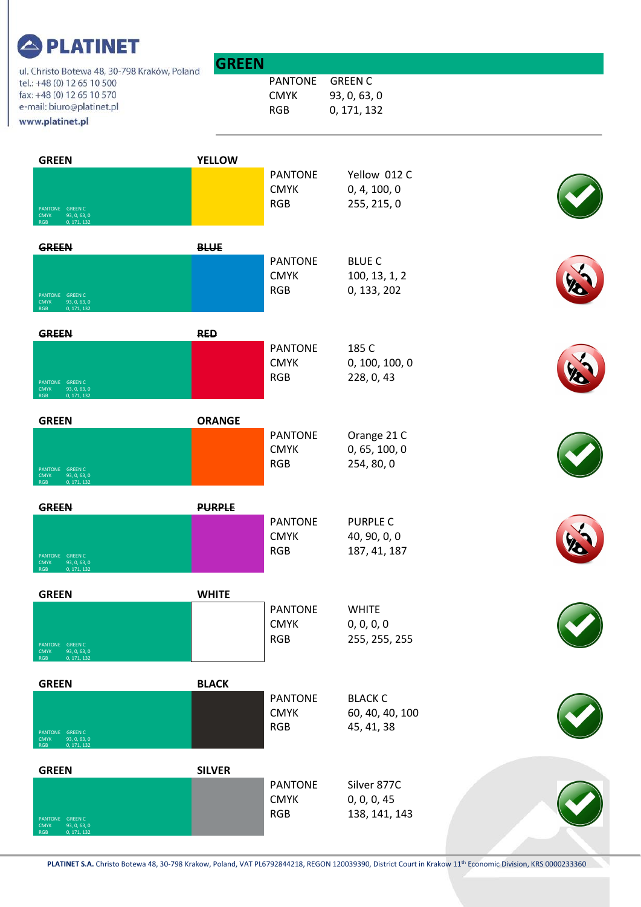**PLATINET**

ul. Christo Botewa 48, 30-798 Kraków, Poland
tel.: +48 (0) 12 65 10 500
fax: +48 (0) 12 65 10 570
e-mail: biuro@platinet.pl
www.platinet.pl

## GREEN

| | |
|---|---|
| PANTONE | GREEN C |
| CMYK | 93, 0, 63, 0 |
| RGB | 0, 171, 132 |

| Combination | PANTONE | CMYK | RGB | Allowed |
|---|---|---|---|---|
| GREEN + YELLOW | Yellow 012 C | 0, 4, 100, 0 | 255, 215, 0 | ✔ |
| ~~GREEN~~ + ~~BLUE~~ | BLUE C | 100, 13, 1, 2 | 0, 133, 202 | ✘ |
| ~~GREEN~~ + ~~RED~~ | 185 C | 0, 100, 100, 0 | 228, 0, 43 | ✘ |
| GREEN + ORANGE | Orange 21 C | 0, 65, 100, 0 | 254, 80, 0 | ✔ |
| ~~GREEN~~ + ~~PURPLE~~ | PURPLE C | 40, 90, 0, 0 | 187, 41, 187 | ✘ |
| GREEN + WHITE | WHITE | 0, 0, 0, 0 | 255, 255, 255 | ✔ |
| GREEN + BLACK | BLACK C | 60, 40, 40, 100 | 45, 41, 38 | ✔ |
| GREEN + SILVER | Silver 877C | 0, 0, 0, 45 | 138, 141, 143 | ✔ |

GREEN swatch label in each combination: PANTONE GREEN C; CMYK 93, 0, 63, 0; RGB 0, 171, 132

**PLATINET S.A.** Christo Botewa 48, 30-798 Krakow, Poland, VAT PL6792844218, REGON 120039390, District Court in Krakow 11th Economic Division, KRS 0000233360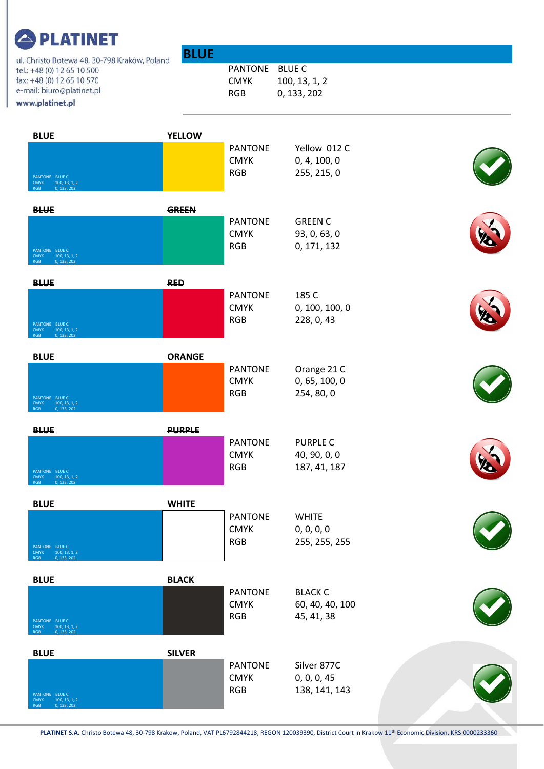**PLATINET**

ul. Christo Botewa 48, 30-798 Kraków, Poland
tel.: +48 (0) 12 65 10 500
fax: +48 (0) 12 65 10 570
e-mail: biuro@platinet.pl
www.platinet.pl

## BLUE

| | |
|---|---|
| PANTONE | BLUE C |
| CMYK | 100, 13, 1, 2 |
| RGB | 0, 133, 202 |

### BLUE – YELLOW

| | |
|---|---|
| PANTONE | Yellow 012 C |
| CMYK | 0, 4, 100, 0 |
| RGB | 255, 215, 0 |

### ~~BLUE – GREEN~~

| | |
|---|---|
| PANTONE | GREEN C |
| CMYK | 93, 0, 63, 0 |
| RGB | 0, 171, 132 |

### ~~BLUE – RED~~

| | |
|---|---|
| PANTONE | 185 C |
| CMYK | 0, 100, 100, 0 |
| RGB | 228, 0, 43 |

### BLUE – ORANGE

| | |
|---|---|
| PANTONE | Orange 21 C |
| CMYK | 0, 65, 100, 0 |
| RGB | 254, 80, 0 |

### ~~BLUE – PURPLE~~

| | |
|---|---|
| PANTONE | PURPLE C |
| CMYK | 40, 90, 0, 0 |
| RGB | 187, 41, 187 |

### BLUE – WHITE

| | |
|---|---|
| PANTONE | WHITE |
| CMYK | 0, 0, 0, 0 |
| RGB | 255, 255, 255 |

### BLUE – BLACK

| | |
|---|---|
| PANTONE | BLACK C |
| CMYK | 60, 40, 40, 100 |
| RGB | 45, 41, 38 |

### BLUE – SILVER

| | |
|---|---|
| PANTONE | Silver 877C |
| CMYK | 0, 0, 0, 45 |
| RGB | 138, 141, 143 |

**PLATINET S.A.** Christo Botewa 48, 30-798 Krakow, Poland, VAT PL6792844218, REGON 120039390, District Court in Krakow 11th Economic Division, KRS 0000233360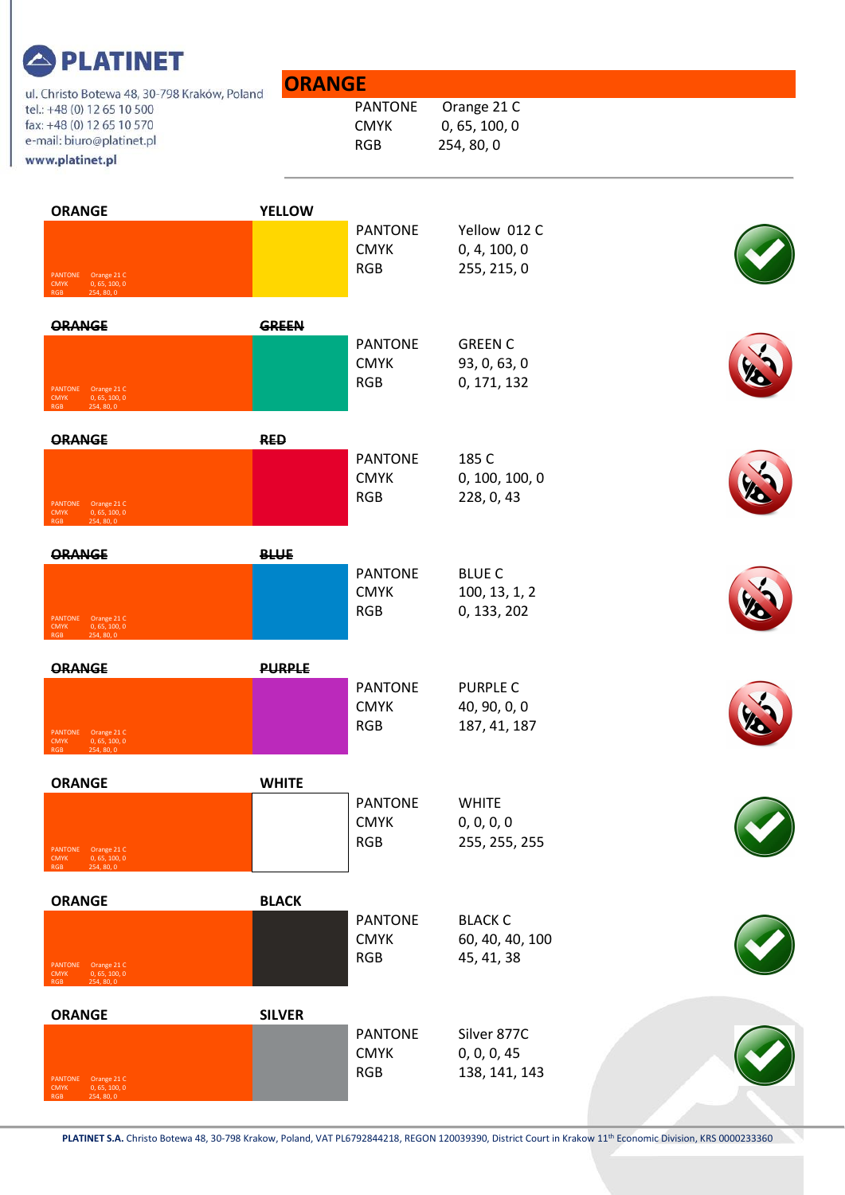**PLATINET**

ul. Christo Botewa 48, 30-798 Kraków, Poland
tel.: +48 (0) 12 65 10 500
fax: +48 (0) 12 65 10 570
e-mail: biuro@platinet.pl
www.platinet.pl

## ORANGE

| | |
|---|---|
| PANTONE | Orange 21 C |
| CMYK | 0, 65, 100, 0 |
| RGB | 254, 80, 0 |

### ORANGE – YELLOW

ORANGE: PANTONE Orange 21 C, CMYK 0, 65, 100, 0, RGB 254, 80, 0

| | |
|---|---|
| PANTONE | Yellow 012 C |
| CMYK | 0, 4, 100, 0 |
| RGB | 255, 215, 0 |

✔

### ~~ORANGE~~ – ~~GREEN~~

ORANGE: PANTONE Orange 21 C, CMYK 0, 65, 100, 0, RGB 254, 80, 0

| | |
|---|---|
| PANTONE | GREEN C |
| CMYK | 93, 0, 63, 0 |
| RGB | 0, 171, 132 |

✘

### ~~ORANGE~~ – ~~RED~~

ORANGE: PANTONE Orange 21 C, CMYK 0, 65, 100, 0, RGB 254, 80, 0

| | |
|---|---|
| PANTONE | 185 C |
| CMYK | 0, 100, 100, 0 |
| RGB | 228, 0, 43 |

✘

### ~~ORANGE~~ – ~~BLUE~~

ORANGE: PANTONE Orange 21 C, CMYK 0, 65, 100, 0, RGB 254, 80, 0

| | |
|---|---|
| PANTONE | BLUE C |
| CMYK | 100, 13, 1, 2 |
| RGB | 0, 133, 202 |

✘

### ~~ORANGE~~ – ~~PURPLE~~

ORANGE: PANTONE Orange 21 C, CMYK 0, 65, 100, 0, RGB 254, 80, 0

| | |
|---|---|
| PANTONE | PURPLE C |
| CMYK | 40, 90, 0, 0 |
| RGB | 187, 41, 187 |

✘

### ORANGE – WHITE

ORANGE: PANTONE Orange 21 C, CMYK 0, 65, 100, 0, RGB 254, 80, 0

| | |
|---|---|
| PANTONE | WHITE |
| CMYK | 0, 0, 0, 0 |
| RGB | 255, 255, 255 |

✔

### ORANGE – BLACK

ORANGE: PANTONE Orange 21 C, CMYK 0, 65, 100, 0, RGB 254, 80, 0

| | |
|---|---|
| PANTONE | BLACK C |
| CMYK | 60, 40, 40, 100 |
| RGB | 45, 41, 38 |

✔

### ORANGE – SILVER

ORANGE: PANTONE Orange 21 C, CMYK 0, 65, 100, 0, RGB 254, 80, 0

| | |
|---|---|
| PANTONE | Silver 877C |
| CMYK | 0, 0, 0, 45 |
| RGB | 138, 141, 143 |

✔

**PLATINET S.A.** Christo Botewa 48, 30-798 Krakow, Poland, VAT PL6792844218, REGON 120039390, District Court in Krakow 11th Economic Division, KRS 0000233360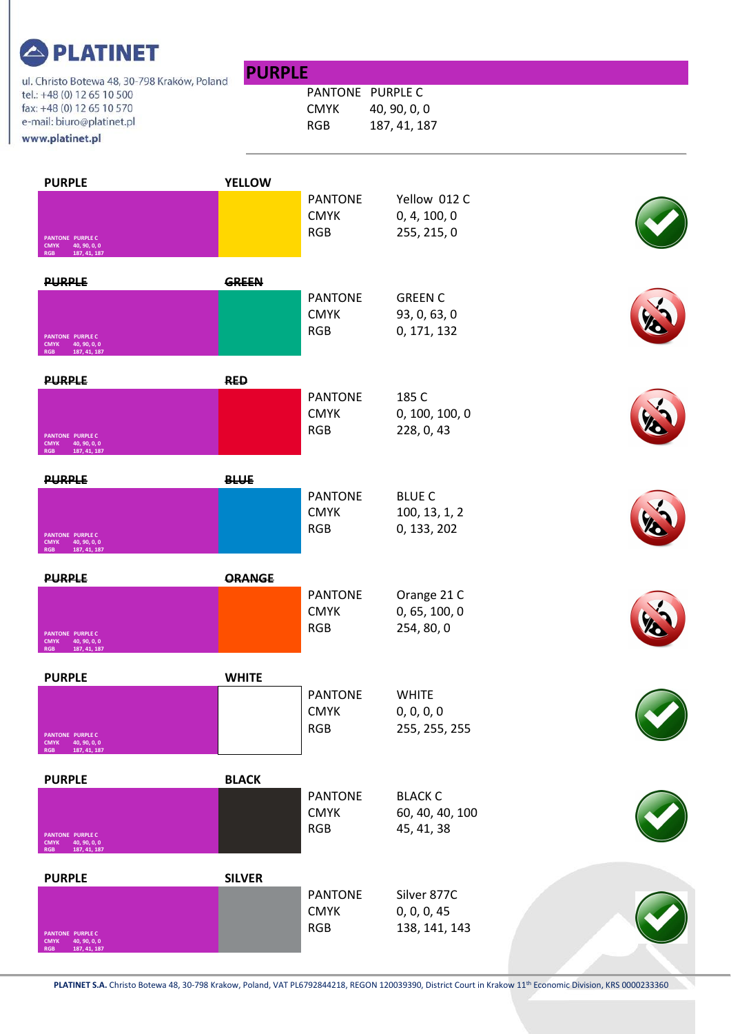**PLATINET**

ul. Christo Botewa 48, 30-798 Kraków, Poland
tel.: +48 (0) 12 65 10 500
fax: +48 (0) 12 65 10 570
e-mail: biuro@platinet.pl
www.platinet.pl

## PURPLE

| | |
|---|---|
| PANTONE | PURPLE C |
| CMYK | 40, 90, 0, 0 |
| RGB | 187, 41, 187 |

---

### PURPLE / YELLOW

PANTONE PURPLE C / CMYK 40, 90, 0, 0 / RGB 187, 41, 187

| | |
|---|---|
| PANTONE | Yellow 012 C |
| CMYK | 0, 4, 100, 0 |
| RGB | 255, 215, 0 |

✔

### ~~PURPLE~~ / ~~GREEN~~

PANTONE PURPLE C / CMYK 40, 90, 0, 0 / RGB 187, 41, 187

| | |
|---|---|
| PANTONE | GREEN C |
| CMYK | 93, 0, 63, 0 |
| RGB | 0, 171, 132 |

✘

### ~~PURPLE~~ / ~~RED~~

PANTONE PURPLE C / CMYK 40, 90, 0, 0 / RGB 187, 41, 187

| | |
|---|---|
| PANTONE | 185 C |
| CMYK | 0, 100, 100, 0 |
| RGB | 228, 0, 43 |

✘

### ~~PURPLE~~ / ~~BLUE~~

PANTONE PURPLE C / CMYK 40, 90, 0, 0 / RGB 187, 41, 187

| | |
|---|---|
| PANTONE | BLUE C |
| CMYK | 100, 13, 1, 2 |
| RGB | 0, 133, 202 |

✘

### ~~PURPLE~~ / ~~ORANGE~~

PANTONE PURPLE C / CMYK 40, 90, 0, 0 / RGB 187, 41, 187

| | |
|---|---|
| PANTONE | Orange 21 C |
| CMYK | 0, 65, 100, 0 |
| RGB | 254, 80, 0 |

✘

### PURPLE / WHITE

PANTONE PURPLE C / CMYK 40, 90, 0, 0 / RGB 187, 41, 187

| | |
|---|---|
| PANTONE | WHITE |
| CMYK | 0, 0, 0, 0 |
| RGB | 255, 255, 255 |

✔

### PURPLE / BLACK

PANTONE PURPLE C / CMYK 40, 90, 0, 0 / RGB 187, 41, 187

| | |
|---|---|
| PANTONE | BLACK C |
| CMYK | 60, 40, 40, 100 |
| RGB | 45, 41, 38 |

✔

### PURPLE / SILVER

PANTONE PURPLE C / CMYK 40, 90, 0, 0 / RGB 187, 41, 187

| | |
|---|---|
| PANTONE | Silver 877C |
| CMYK | 0, 0, 0, 45 |
| RGB | 138, 141, 143 |

✔

**PLATINET S.A.** Christo Botewa 48, 30-798 Krakow, Poland, VAT PL6792844218, REGON 120039390, District Court in Krakow 11th Economic Division, KRS 0000233360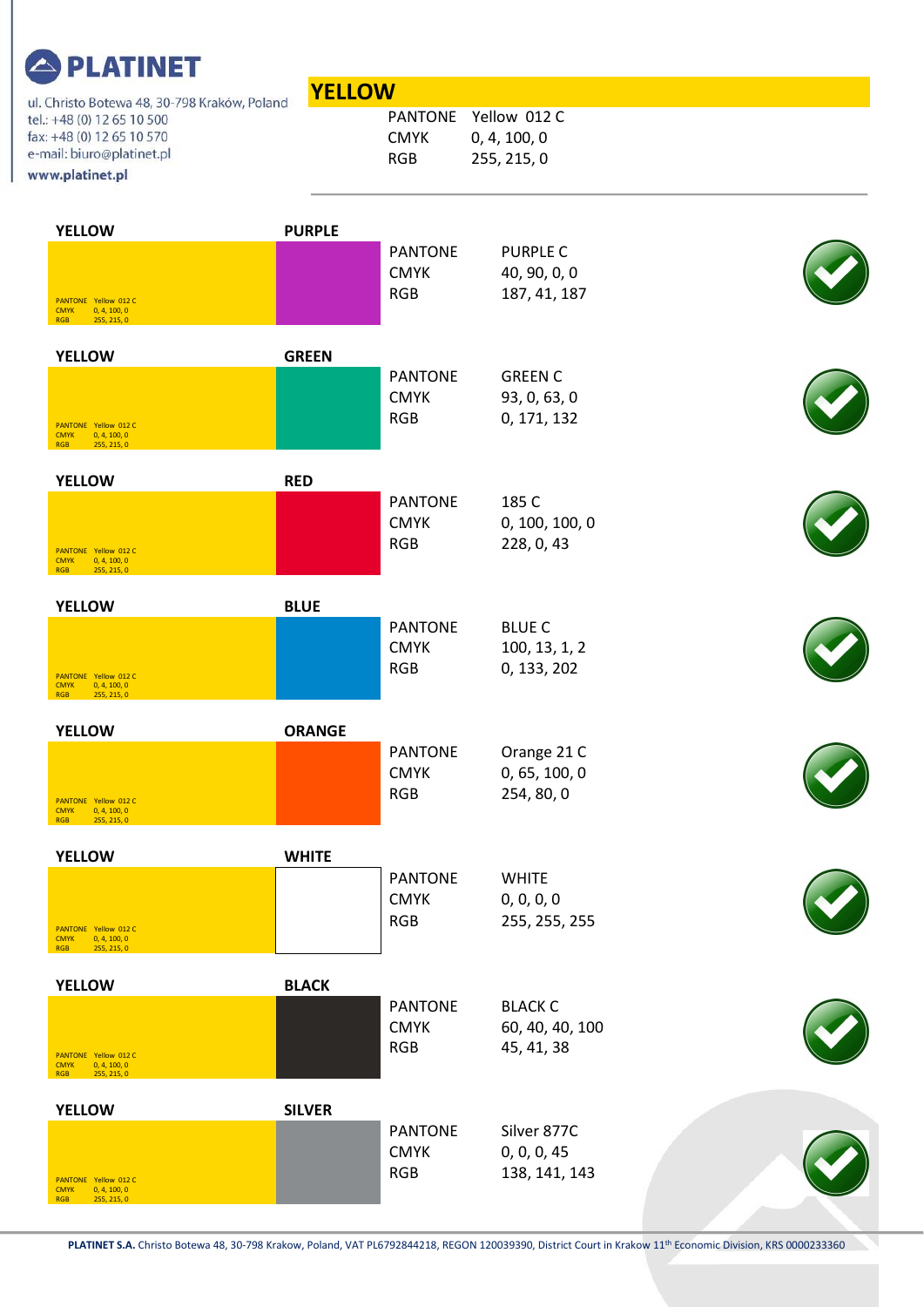**PLATINET**

ul. Christo Botewa 48, 30-798 Kraków, Poland
tel.: +48 (0) 12 65 10 500
fax: +48 (0) 12 65 10 570
e-mail: biuro@platinet.pl
www.platinet.pl

## YELLOW

| | |
|---|---|
| PANTONE | Yellow 012 C |
| CMYK | 0, 4, 100, 0 |
| RGB | 255, 215, 0 |

| Base | Combination | PANTONE | CMYK | RGB | Status |
|---|---|---|---|---|---|
| YELLOW (PANTONE Yellow 012 C, CMYK 0, 4, 100, 0, RGB 255, 215, 0) | PURPLE | PURPLE C | 40, 90, 0, 0 | 187, 41, 187 | ✔ |
| YELLOW (PANTONE Yellow 012 C, CMYK 0, 4, 100, 0, RGB 255, 215, 0) | GREEN | GREEN C | 93, 0, 63, 0 | 0, 171, 132 | ✔ |
| YELLOW (PANTONE Yellow 012 C, CMYK 0, 4, 100, 0, RGB 255, 215, 0) | RED | 185 C | 0, 100, 100, 0 | 228, 0, 43 | ✔ |
| YELLOW (PANTONE Yellow 012 C, CMYK 0, 4, 100, 0, RGB 255, 215, 0) | BLUE | BLUE C | 100, 13, 1, 2 | 0, 133, 202 | ✔ |
| YELLOW (PANTONE Yellow 012 C, CMYK 0, 4, 100, 0, RGB 255, 215, 0) | ORANGE | Orange 21 C | 0, 65, 100, 0 | 254, 80, 0 | ✔ |
| YELLOW (PANTONE Yellow 012 C, CMYK 0, 4, 100, 0, RGB 255, 215, 0) | WHITE | WHITE | 0, 0, 0, 0 | 255, 255, 255 | ✔ |
| YELLOW (PANTONE Yellow 012 C, CMYK 0, 4, 100, 0, RGB 255, 215, 0) | BLACK | BLACK C | 60, 40, 40, 100 | 45, 41, 38 | ✔ |
| YELLOW (PANTONE Yellow 012 C, CMYK 0, 4, 100, 0, RGB 255, 215, 0) | SILVER | Silver 877C | 0, 0, 0, 45 | 138, 141, 143 | ✔ |

**PLATINET S.A.** Christo Botewa 48, 30-798 Krakow, Poland, VAT PL6792844218, REGON 120039390, District Court in Krakow 11th Economic Division, KRS 0000233360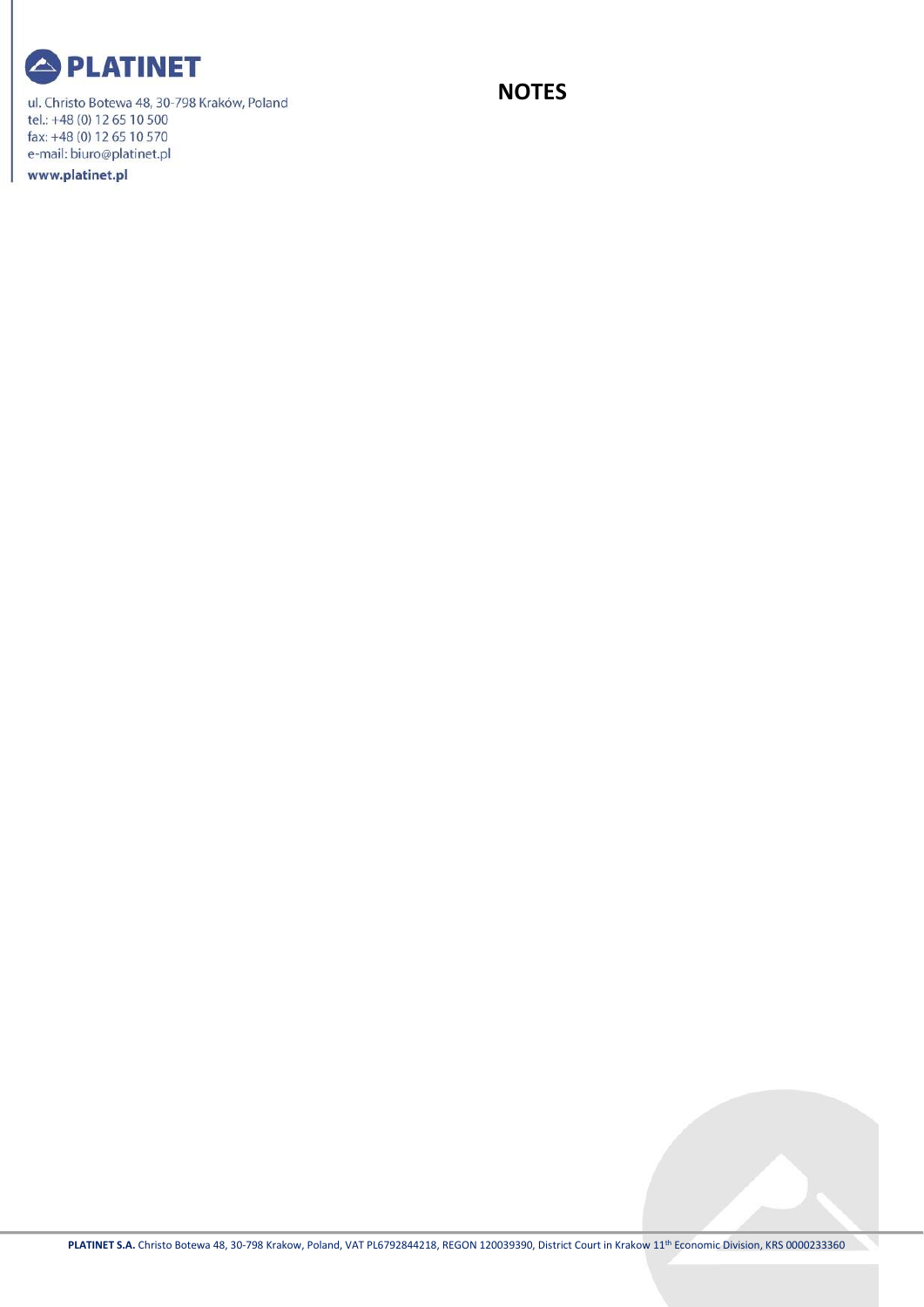# NOTES